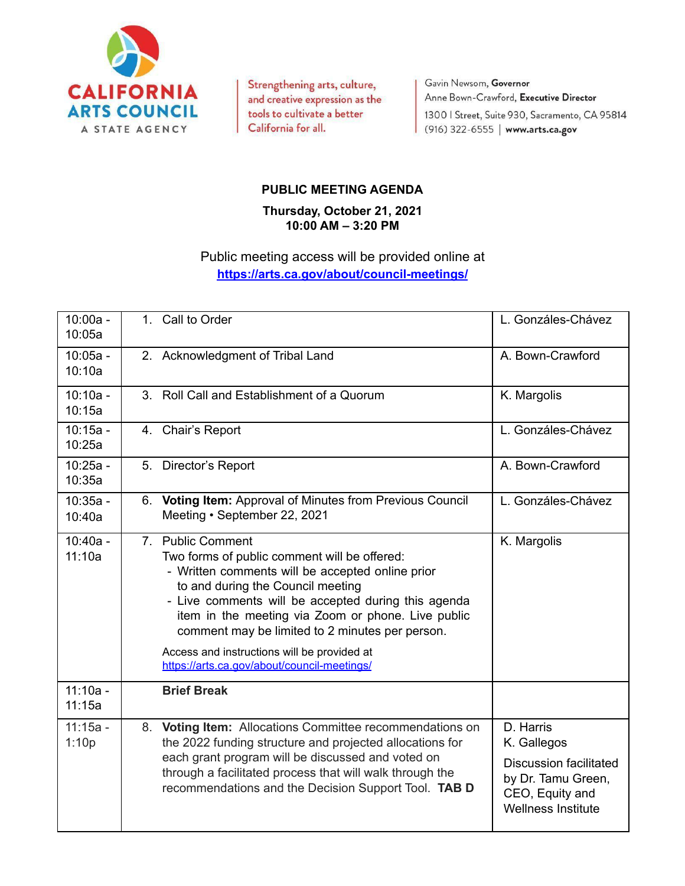**CALIFORNIA ARTS COUNCIL**
A STATE AGENCY

Strengthening arts, culture, and creative expression as the tools to cultivate a better California for all.

Gavin Newsom, **Governor**
Anne Bown-Crawford, **Executive Director**
1300 I Street, Suite 930, Sacramento, CA 95814
(916) 322-6555 | **www.arts.ca.gov**

## PUBLIC MEETING AGENDA

**Thursday, October 21, 2021**
**10:00 AM – 3:20 PM**

Public meeting access will be provided online at
**https://arts.ca.gov/about/council-meetings/**

| Time | Item | Presenter |
|---|---|---|
| 10:00a - 10:05a | 1. Call to Order | L. Gonzáles-Chávez |
| 10:05a - 10:10a | 2. Acknowledgment of Tribal Land | A. Bown-Crawford |
| 10:10a - 10:15a | 3. Roll Call and Establishment of a Quorum | K. Margolis |
| 10:15a - 10:25a | 4. Chair's Report | L. Gonzáles-Chávez |
| 10:25a - 10:35a | 5. Director's Report | A. Bown-Crawford |
| 10:35a - 10:40a | 6. **Voting Item:** Approval of Minutes from Previous Council Meeting • September 22, 2021 | L. Gonzáles-Chávez |
| 10:40a - 11:10a | 7. Public Comment<br>Two forms of public comment will be offered:<br>- Written comments will be accepted online prior to and during the Council meeting<br>- Live comments will be accepted during this agenda item in the meeting via Zoom or phone. Live public comment may be limited to 2 minutes per person.<br>Access and instructions will be provided at https://arts.ca.gov/about/council-meetings/ | K. Margolis |
| 11:10a - 11:15a | **Brief Break** | |
| 11:15a - 1:10p | 8. **Voting Item:** Allocations Committee recommendations on the 2022 funding structure and projected allocations for each grant program will be discussed and voted on through a facilitated process that will walk through the recommendations and the Decision Support Tool. **TAB D** | D. Harris<br>K. Gallegos<br>Discussion facilitated by Dr. Tamu Green, CEO, Equity and Wellness Institute |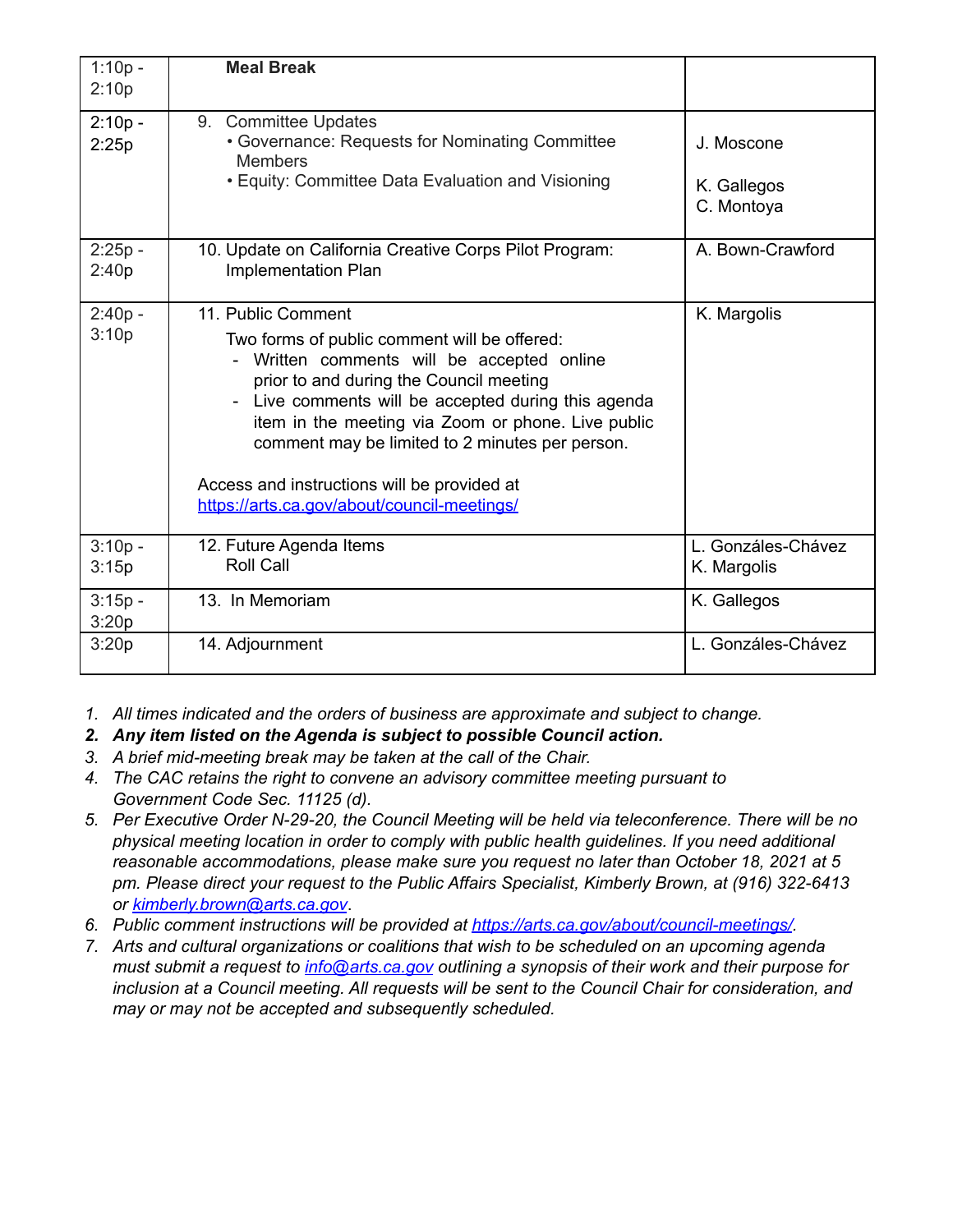| | | |
|---|---|---|
| 1:10p - 2:10p | **Meal Break** | |
| 2:10p - 2:25p | 9. Committee Updates<br>• Governance: Requests for Nominating Committee Members<br>• Equity: Committee Data Evaluation and Visioning | J. Moscone<br><br>K. Gallegos<br>C. Montoya |
| 2:25p - 2:40p | 10. Update on California Creative Corps Pilot Program: Implementation Plan | A. Bown-Crawford |
| 2:40p - 3:10p | 11. Public Comment<br>Two forms of public comment will be offered:<br>- Written comments will be accepted online prior to and during the Council meeting<br>- Live comments will be accepted during this agenda item in the meeting via Zoom or phone. Live public comment may be limited to 2 minutes per person.<br><br>Access and instructions will be provided at https://arts.ca.gov/about/council-meetings/ | K. Margolis |
| 3:10p - 3:15p | 12. Future Agenda Items<br>Roll Call | L. Gonzáles-Chávez<br>K. Margolis |
| 3:15p - 3:20p | 13. In Memoriam | K. Gallegos |
| 3:20p | 14. Adjournment | L. Gonzáles-Chávez |

1. *All times indicated and the orders of business are approximate and subject to change.*
2. ***Any item listed on the Agenda is subject to possible Council action.***
3. *A brief mid-meeting break may be taken at the call of the Chair.*
4. *The CAC retains the right to convene an advisory committee meeting pursuant to Government Code Sec. 11125 (d).*
5. *Per Executive Order N-29-20, the Council Meeting will be held via teleconference. There will be no physical meeting location in order to comply with public health guidelines. If you need additional reasonable accommodations, please make sure you request no later than October 18, 2021 at 5 pm. Please direct your request to the Public Affairs Specialist, Kimberly Brown, at (916) 322-6413 or kimberly.brown@arts.ca.gov.*
6. *Public comment instructions will be provided at https://arts.ca.gov/about/council-meetings/.*
7. *Arts and cultural organizations or coalitions that wish to be scheduled on an upcoming agenda must submit a request to info@arts.ca.gov outlining a synopsis of their work and their purpose for inclusion at a Council meeting. All requests will be sent to the Council Chair for consideration, and may or may not be accepted and subsequently scheduled.*